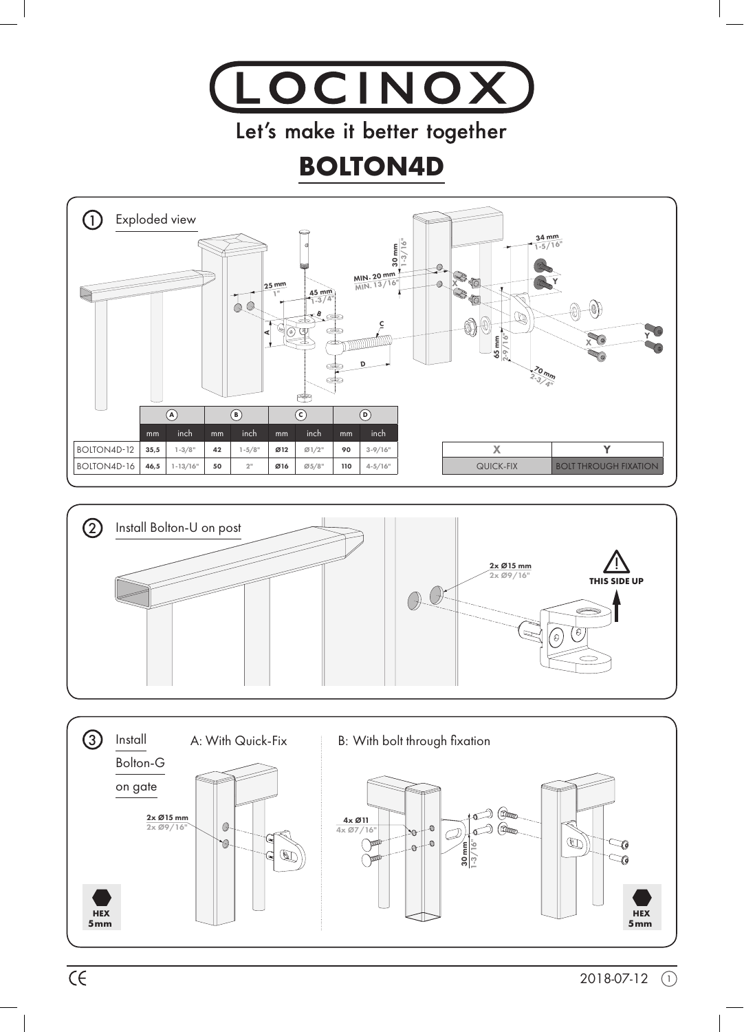# LOCINOX

Let's make it better together

## BOLTON4D

### 1 Exploded view

30 mm 1-3/16"

MIN. 20 mm MIN. 13/16"

34 mm 1-5/16"

25 mm 1"

45 mm 1-3/4"

65 mm 2-9/16"

70 mm 2-3/4"

| | A | | B | | C | | D | |
|---|---|---|---|---|---|---|---|---|
| | mm | inch | mm | inch | mm | inch | mm | inch |
| BOLTON4D-12 | 35,5 | 1-3/8" | 42 | 1-5/8" | Ø12 | Ø1/2" | 90 | 3-9/16" |
| BOLTON4D-16 | 46,5 | 1-13/16" | 50 | 2" | Ø16 | Ø5/8" | 110 | 4-5/16" |

| X | Y |
|---|---|
| QUICK-FIX | BOLT THROUGH FIXATION |

### 2 Install Bolton-U on post

2x Ø15 mm 2x Ø9/16"

THIS SIDE UP

### 3 Install Bolton-G on gate

A: With Quick-Fix

2x Ø15 mm 2x Ø9/16"

HEX 5mm

B: With bolt through fixation

4x Ø11 4x Ø7/16"

30 mm 1-3/16"

HEX 5mm

CE

2018-07-12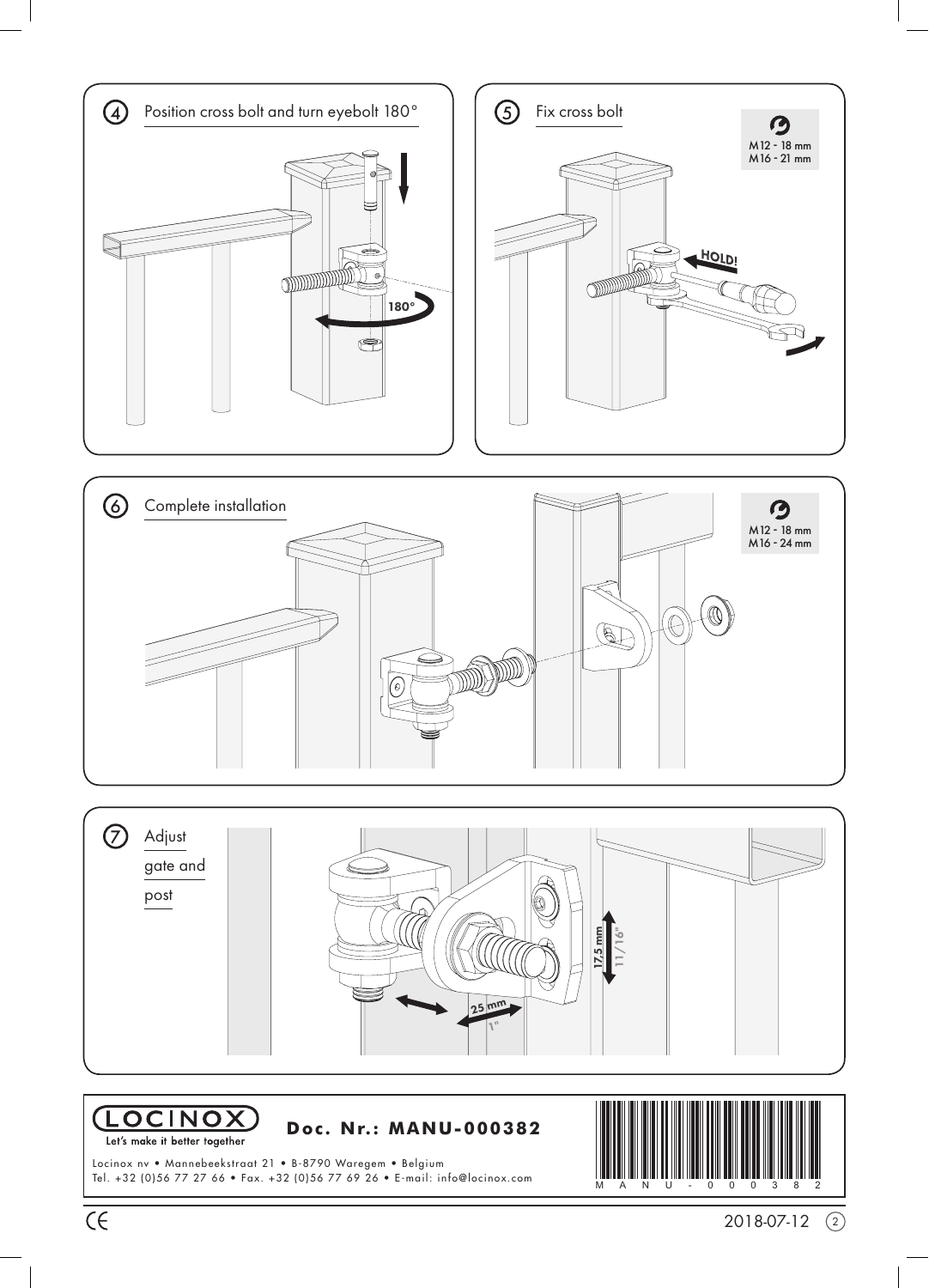## 4 Position cross bolt and turn eyebolt 180°

180°

## 5 Fix cross bolt

M12 - 18 mm
M16 - 21 mm

HOLD!

## 6 Complete installation

M12 - 18 mm
M16 - 24 mm

## 7 Adjust gate and post

17,5 mm
11/16"

25 mm
1"

LOCINOX
Let's make it better together

**Doc. Nr.: MANU-000382**

Locinox nv • Mannebeekstraat 21 • B-8790 Waregem • Belgium
Tel. +32 (0)56 77 27 66 • Fax. +32 (0)56 77 69 26 • E-mail: info@locinox.com

MANU-000382

CE

2018-07-12